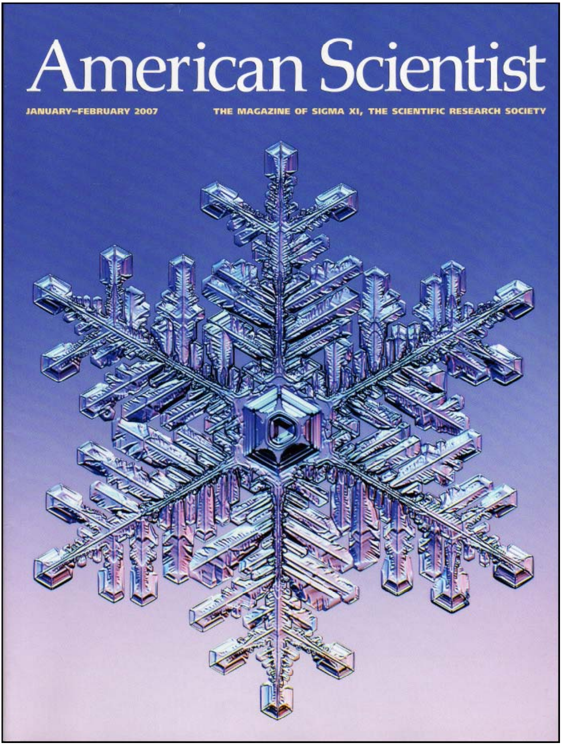# American Scientist

JANUARY–FEBRUARY 2007

THE MAGAZINE OF SIGMA XI, THE SCIENTIFIC RESEARCH SOCIETY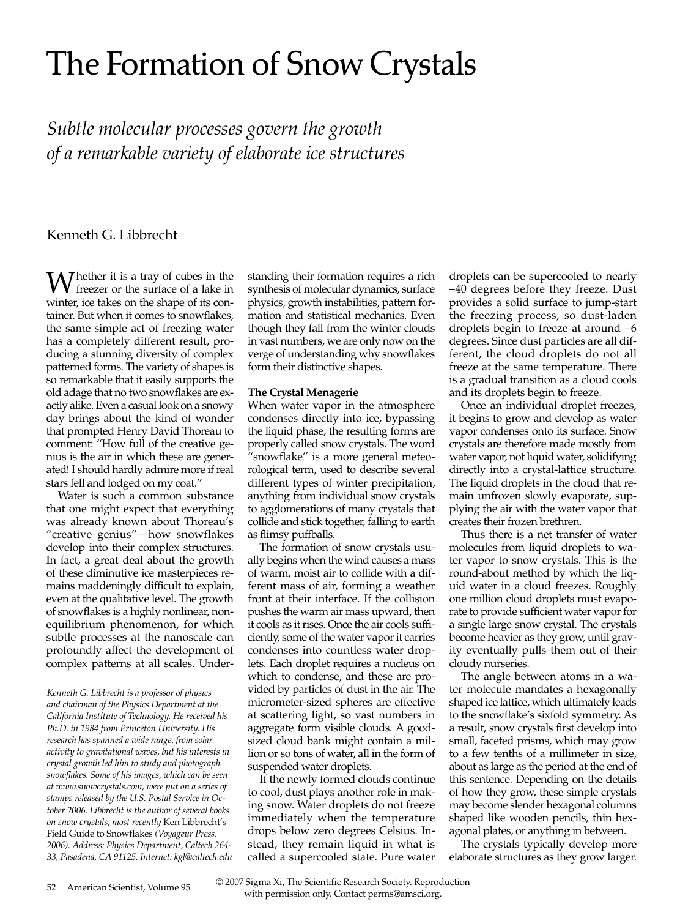# The Formation of Snow Crystals

*Subtle molecular processes govern the growth of a remarkable variety of elaborate ice structures*

Kenneth G. Libbrecht

Whether it is a tray of cubes in the freezer or the surface of a lake in winter, ice takes on the shape of its container. But when it comes to snowflakes, the same simple act of freezing water has a completely different result, producing a stunning diversity of complex patterned forms. The variety of shapes is so remarkable that it easily supports the old adage that no two snowflakes are exactly alike. Even a casual look on a snowy day brings about the kind of wonder that prompted Henry David Thoreau to comment: "How full of the creative genius is the air in which these are generated! I should hardly admire more if real stars fell and lodged on my coat."

Water is such a common substance that one might expect that everything was already known about Thoreau's "creative genius"—how snowflakes develop into their complex structures. In fact, a great deal about the growth of these diminutive ice masterpieces remains maddeningly difficult to explain, even at the qualitative level. The growth of snowflakes is a highly nonlinear, nonequilibrium phenomenon, for which subtle processes at the nanoscale can profoundly affect the development of complex patterns at all scales. Understanding their formation requires a rich synthesis of molecular dynamics, surface physics, growth instabilities, pattern formation and statistical mechanics. Even though they fall from the winter clouds in vast numbers, we are only now on the verge of understanding why snowflakes form their distinctive shapes.

*Kenneth G. Libbrecht is a professor of physics and chairman of the Physics Department at the California Institute of Technology. He received his Ph.D. in 1984 from Princeton University. His research has spanned a wide range, from solar activity to gravitational waves, but his interests in crystal growth led him to study and photograph snowflakes. Some of his images, which can be seen at www.snowcrystals.com, were put on a series of stamps released by the U.S. Postal Service in October 2006. Libbrecht is the author of several books on snow crystals, most recently* Ken Libbrecht's Field Guide to Snowflakes *(Voyageur Press, 2006). Address: Physics Department, Caltech 264-33, Pasadena, CA 91125. Internet: kgl@caltech.edu*

## The Crystal Menagerie

When water vapor in the atmosphere condenses directly into ice, bypassing the liquid phase, the resulting forms are properly called snow crystals. The word "snowflake" is a more general meteorological term, used to describe several different types of winter precipitation, anything from individual snow crystals to agglomerations of many crystals that collide and stick together, falling to earth as flimsy puffballs.

The formation of snow crystals usually begins when the wind causes a mass of warm, moist air to collide with a different mass of air, forming a weather front at their interface. If the collision pushes the warm air mass upward, then it cools as it rises. Once the air cools sufficiently, some of the water vapor it carries condenses into countless water droplets. Each droplet requires a nucleus on which to condense, and these are provided by particles of dust in the air. The micrometer-sized spheres are effective at scattering light, so vast numbers in aggregate form visible clouds. A good-sized cloud bank might contain a million or so tons of water, all in the form of suspended water droplets.

If the newly formed clouds continue to cool, dust plays another role in making snow. Water droplets do not freeze immediately when the temperature drops below zero degrees Celsius. Instead, they remain liquid in what is called a supercooled state. Pure water droplets can be supercooled to nearly –40 degrees before they freeze. Dust provides a solid surface to jump-start the freezing process, so dust-laden droplets begin to freeze at around –6 degrees. Since dust particles are all different, the cloud droplets do not all freeze at the same temperature. There is a gradual transition as a cloud cools and its droplets begin to freeze.

Once an individual droplet freezes, it begins to grow and develop as water vapor condenses onto its surface. Snow crystals are therefore made mostly from water vapor, not liquid water, solidifying directly into a crystal-lattice structure. The liquid droplets in the cloud that remain unfrozen slowly evaporate, supplying the air with the water vapor that creates their frozen brethren.

Thus there is a net transfer of water molecules from liquid droplets to water vapor to snow crystals. This is the round-about method by which the liquid water in a cloud freezes. Roughly one million cloud droplets must evaporate to provide sufficient water vapor for a single large snow crystal. The crystals become heavier as they grow, until gravity eventually pulls them out of their cloudy nurseries.

The angle between atoms in a water molecule mandates a hexagonally shaped ice lattice, which ultimately leads to the snowflake's sixfold symmetry. As a result, snow crystals first develop into small, faceted prisms, which may grow to a few tenths of a millimeter in size, about as large as the period at the end of this sentence. Depending on the details of how they grow, these simple crystals may become slender hexagonal columns shaped like wooden pencils, thin hexagonal plates, or anything in between.

The crystals typically develop more elaborate structures as they grow larger.

© 2007 Sigma Xi, The Scientific Research Society. Reproduction with permission only. Contact perms@amsci.org.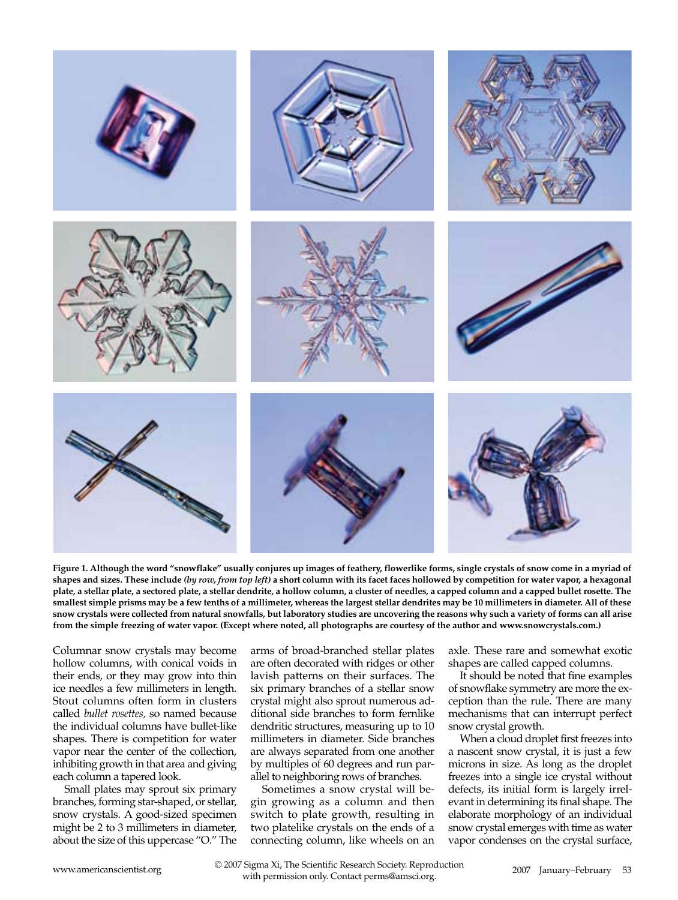**Figure 1. Although the word "snowflake" usually conjures up images of feathery, flowerlike forms, single crystals of snow come in a myriad of shapes and sizes. These include *(by row, from top left)* a short column with its facet faces hollowed by competition for water vapor, a hexagonal plate, a stellar plate, a sectored plate, a stellar dendrite, a hollow column, a cluster of needles, a capped column and a capped bullet rosette. The smallest simple prisms may be a few tenths of a millimeter, whereas the largest stellar dendrites may be 10 millimeters in diameter. All of these snow crystals were collected from natural snowfalls, but laboratory studies are uncovering the reasons why such a variety of forms can all arise from the simple freezing of water vapor. (Except where noted, all photographs are courtesy of the author and www.snowcrystals.com.)**

Columnar snow crystals may become hollow columns, with conical voids in their ends, or they may grow into thin ice needles a few millimeters in length. Stout columns often form in clusters called *bullet rosettes*, so named because the individual columns have bullet-like shapes. There is competition for water vapor near the center of the collection, inhibiting growth in that area and giving each column a tapered look.

Small plates may sprout six primary branches, forming star-shaped, or stellar, snow crystals. A good-sized specimen might be 2 to 3 millimeters in diameter, about the size of this uppercase "O." The arms of broad-branched stellar plates are often decorated with ridges or other lavish patterns on their surfaces. The six primary branches of a stellar snow crystal might also sprout numerous additional side branches to form fernlike dendritic structures, measuring up to 10 millimeters in diameter. Side branches are always separated from one another by multiples of 60 degrees and run parallel to neighboring rows of branches.

Sometimes a snow crystal will begin growing as a column and then switch to plate growth, resulting in two platelike crystals on the ends of a connecting column, like wheels on an axle. These rare and somewhat exotic shapes are called capped columns.

It should be noted that fine examples of snowflake symmetry are more the exception than the rule. There are many mechanisms that can interrupt perfect snow crystal growth.

When a cloud droplet first freezes into a nascent snow crystal, it is just a few microns in size. As long as the droplet freezes into a single ice crystal without defects, its initial form is largely irrelevant in determining its final shape. The elaborate morphology of an individual snow crystal emerges with time as water vapor condenses on the crystal surface,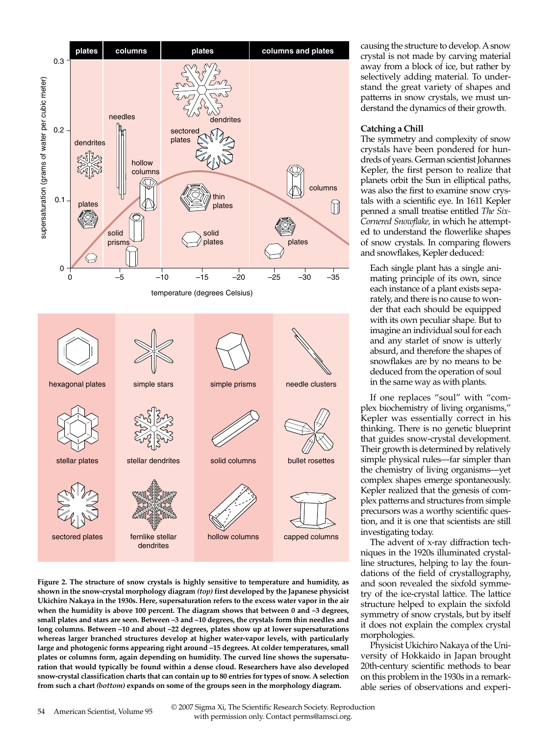**Figure 2. The structure of snow crystals is highly sensitive to temperature and humidity, as shown in the snow-crystal morphology diagram *(top)* first developed by the Japanese physicist Ukichiro Nakaya in the 1930s. Here, supersaturation refers to the excess water vapor in the air when the humidity is above 100 percent. The diagram shows that between 0 and –3 degrees, small plates and stars are seen. Between –3 and –10 degrees, the crystals form thin needles and long columns. Between –10 and about –22 degrees, plates show up at lower supersaturations whereas larger branched structures develop at higher water-vapor levels, with particularly large and photogenic forms appearing right around –15 degrees. At colder temperatures, small plates or columns form, again depending on humidity. The curved line shows the supersaturation that would typically be found within a dense cloud. Researchers have also developed snow-crystal classification charts that can contain up to 80 entries for types of snow. A selection from such a chart *(bottom)* expands on some of the groups seen in the morphology diagram.**

causing the structure to develop. A snow crystal is not made by carving material away from a block of ice, but rather by selectively adding material. To understand the great variety of shapes and patterns in snow crystals, we must understand the dynamics of their growth.

### Catching a Chill

The symmetry and complexity of snow crystals have been pondered for hundreds of years. German scientist Johannes Kepler, the first person to realize that planets orbit the Sun in elliptical paths, was also the first to examine snow crystals with a scientific eye. In 1611 Kepler penned a small treatise entitled *The Six-Cornered Snowflake,* in which he attempted to understand the flowerlike shapes of snow crystals. In comparing flowers and snowflakes, Kepler deduced:

> Each single plant has a single animating principle of its own, since each instance of a plant exists separately, and there is no cause to wonder that each should be equipped with its own peculiar shape. But to imagine an individual soul for each and any starlet of snow is utterly absurd, and therefore the shapes of snowflakes are by no means to be deduced from the operation of soul in the same way as with plants.

If one replaces "soul" with "complex biochemistry of living organisms," Kepler was essentially correct in his thinking. There is no genetic blueprint that guides snow-crystal development. Their growth is determined by relatively simple physical rules—far simpler than the chemistry of living organisms—yet complex shapes emerge spontaneously. Kepler realized that the genesis of complex patterns and structures from simple precursors was a worthy scientific question, and it is one that scientists are still investigating today.

The advent of x-ray diffraction techniques in the 1920s illuminated crystalline structures, helping to lay the foundations of the field of crystallography, and soon revealed the sixfold symmetry of the ice-crystal lattice. The lattice structure helped to explain the sixfold symmetry of snow crystals, but by itself it does not explain the complex crystal morphologies.

Physicist Ukichiro Nakaya of the University of Hokkaido in Japan brought 20th-century scientific methods to bear on this problem in the 1930s in a remarkable series of observations and experi-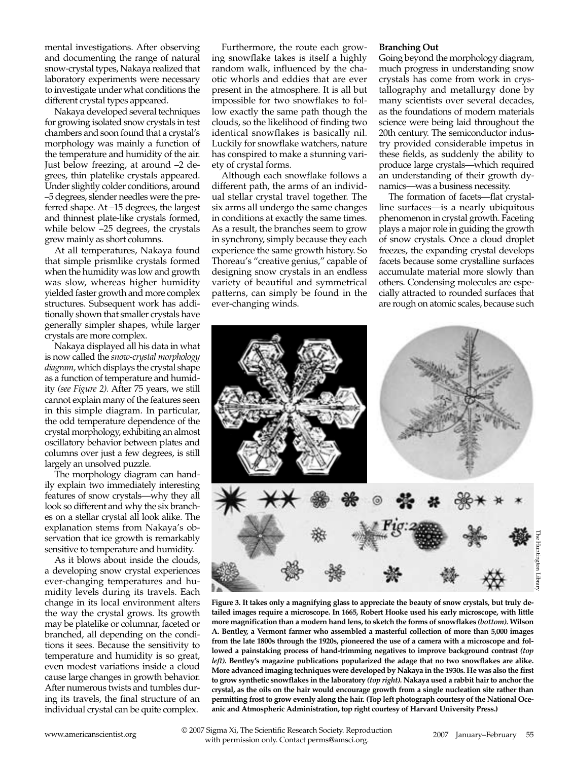mental investigations. After observing and documenting the range of natural snow-crystal types, Nakaya realized that laboratory experiments were necessary to investigate under what conditions the different crystal types appeared.

Nakaya developed several techniques for growing isolated snow crystals in test chambers and soon found that a crystal's morphology was mainly a function of the temperature and humidity of the air. Just below freezing, at around –2 degrees, thin platelike crystals appeared. Under slightly colder conditions, around –5 degrees, slender needles were the preferred shape. At –15 degrees, the largest and thinnest plate-like crystals formed, while below –25 degrees, the crystals grew mainly as short columns.

At all temperatures, Nakaya found that simple prismlike crystals formed when the humidity was low and growth was slow, whereas higher humidity yielded faster growth and more complex structures. Subsequent work has additionally shown that smaller crystals have generally simpler shapes, while larger crystals are more complex.

Nakaya displayed all his data in what is now called the *snow-crystal morphology diagram*, which displays the crystal shape as a function of temperature and humidity *(see Figure 2)*. After 75 years, we still cannot explain many of the features seen in this simple diagram. In particular, the odd temperature dependence of the crystal morphology, exhibiting an almost oscillatory behavior between plates and columns over just a few degrees, is still largely an unsolved puzzle.

The morphology diagram can handily explain two immediately interesting features of snow crystals—why they all look so different and why the six branches on a stellar crystal all look alike. The explanation stems from Nakaya's observation that ice growth is remarkably sensitive to temperature and humidity.

As it blows about inside the clouds, a developing snow crystal experiences ever-changing temperatures and humidity levels during its travels. Each change in its local environment alters the way the crystal grows. Its growth may be platelike or columnar, faceted or branched, all depending on the conditions it sees. Because the sensitivity to temperature and humidity is so great, even modest variations inside a cloud cause large changes in growth behavior. After numerous twists and tumbles during its travels, the final structure of an individual crystal can be quite complex.

Furthermore, the route each growing snowflake takes is itself a highly random walk, influenced by the chaotic whorls and eddies that are ever present in the atmosphere. It is all but impossible for two snowflakes to follow exactly the same path though the clouds, so the likelihood of finding two identical snowflakes is basically nil. Luckily for snowflake watchers, nature has conspired to make a stunning variety of crystal forms.

Although each snowflake follows a different path, the arms of an individual stellar crystal travel together. The six arms all undergo the same changes in conditions at exactly the same times. As a result, the branches seem to grow in synchrony, simply because they each experience the same growth history. So Thoreau's "creative genius," capable of designing snow crystals in an endless variety of beautiful and symmetrical patterns, can simply be found in the ever-changing winds.

### Branching Out

Going beyond the morphology diagram, much progress in understanding snow crystals has come from work in crystallography and metallurgy done by many scientists over several decades, as the foundations of modern materials science were being laid throughout the 20th century. The semiconductor industry provided considerable impetus in these fields, as suddenly the ability to produce large crystals—which required an understanding of their growth dynamics—was a business necessity.

The formation of facets—flat crystalline surfaces—is a nearly ubiquitous phenomenon in crystal growth. Faceting plays a major role in guiding the growth of snow crystals. Once a cloud droplet freezes, the expanding crystal develops facets because some crystalline surfaces accumulate material more slowly than others. Condensing molecules are especially attracted to rounded surfaces that are rough on atomic scales, because such

The Huntington Library

**Figure 3. It takes only a magnifying glass to appreciate the beauty of snow crystals, but truly detailed images require a microscope. In 1665, Robert Hooke used his early microscope, with little more magnification than a modern hand lens, to sketch the forms of snowflakes *(bottom)*. Wilson A. Bentley, a Vermont farmer who assembled a masterful collection of more than 5,000 images from the late 1800s through the 1920s, pioneered the use of a camera with a microscope and followed a painstaking process of hand-trimming negatives to improve background contrast *(top left)*. Bentley's magazine publications popularized the adage that no two snowflakes are alike. More advanced imaging techniques were developed by Nakaya in the 1930s. He was also the first to grow synthetic snowflakes in the laboratory *(top right)*. Nakaya used a rabbit hair to anchor the crystal, as the oils on the hair would encourage growth from a single nucleation site rather than permitting frost to grow evenly along the hair. (Top left photograph courtesy of the National Oceanic and Atmospheric Administration, top right courtesy of Harvard University Press.)**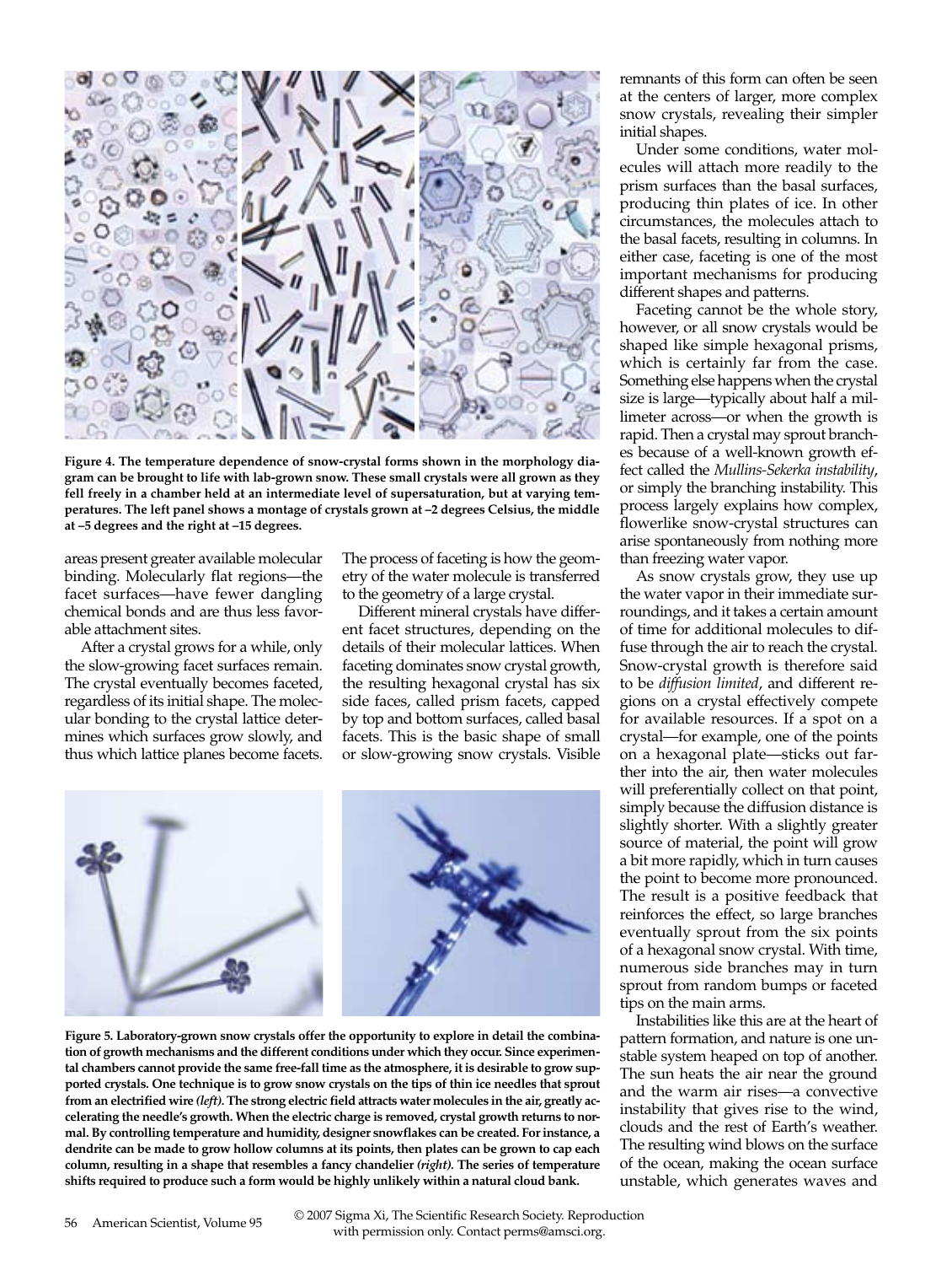**Figure 4. The temperature dependence of snow-crystal forms shown in the morphology diagram can be brought to life with lab-grown snow. These small crystals were all grown as they fell freely in a chamber held at an intermediate level of supersaturation, but at varying temperatures. The left panel shows a montage of crystals grown at –2 degrees Celsius, the middle at –5 degrees and the right at –15 degrees.**

areas present greater available molecular binding. Molecularly flat regions—the facet surfaces—have fewer dangling chemical bonds and are thus less favorable attachment sites.

After a crystal grows for a while, only the slow-growing facet surfaces remain. The crystal eventually becomes faceted, regardless of its initial shape. The molecular bonding to the crystal lattice determines which surfaces grow slowly, and thus which lattice planes become facets. The process of faceting is how the geometry of the water molecule is transferred to the geometry of a large crystal.

Different mineral crystals have different facet structures, depending on the details of their molecular lattices. When faceting dominates snow crystal growth, the resulting hexagonal crystal has six side faces, called prism facets, capped by top and bottom surfaces, called basal facets. This is the basic shape of small or slow-growing snow crystals. Visible remnants of this form can often be seen at the centers of larger, more complex snow crystals, revealing their simpler initial shapes.

Under some conditions, water molecules will attach more readily to the prism surfaces than the basal surfaces, producing thin plates of ice. In other circumstances, the molecules attach to the basal facets, resulting in columns. In either case, faceting is one of the most important mechanisms for producing different shapes and patterns.

Faceting cannot be the whole story, however, or all snow crystals would be shaped like simple hexagonal prisms, which is certainly far from the case. Something else happens when the crystal size is large—typically about half a millimeter across—or when the growth is rapid. Then a crystal may sprout branches because of a well-known growth effect called the *Mullins-Sekerka instability*, or simply the branching instability. This process largely explains how complex, flowerlike snow-crystal structures can arise spontaneously from nothing more than freezing water vapor.

As snow crystals grow, they use up the water vapor in their immediate surroundings, and it takes a certain amount of time for additional molecules to diffuse through the air to reach the crystal. Snow-crystal growth is therefore said to be *diffusion limited*, and different regions on a crystal effectively compete for available resources. If a spot on a crystal—for example, one of the points on a hexagonal plate—sticks out farther into the air, then water molecules will preferentially collect on that point, simply because the diffusion distance is slightly shorter. With a slightly greater source of material, the point will grow a bit more rapidly, which in turn causes the point to become more pronounced. The result is a positive feedback that reinforces the effect, so large branches eventually sprout from the six points of a hexagonal snow crystal. With time, numerous side branches may in turn sprout from random bumps or faceted tips on the main arms.

Instabilities like this are at the heart of pattern formation, and nature is one unstable system heaped on top of another. The sun heats the air near the ground and the warm air rises—a convective instability that gives rise to the wind, clouds and the rest of Earth's weather. The resulting wind blows on the surface of the ocean, making the ocean surface unstable, which generates waves and

**Figure 5. Laboratory-grown snow crystals offer the opportunity to explore in detail the combination of growth mechanisms and the different conditions under which they occur. Since experimental chambers cannot provide the same free-fall time as the atmosphere, it is desirable to grow supported crystals. One technique is to grow snow crystals on the tips of thin ice needles that sprout from an electrified wire *(left)*. The strong electric field attracts water molecules in the air, greatly accelerating the needle's growth. When the electric charge is removed, crystal growth returns to normal. By controlling temperature and humidity, designer snowflakes can be created. For instance, a dendrite can be made to grow hollow columns at its points, then plates can be grown to cap each column, resulting in a shape that resembles a fancy chandelier *(right)*. The series of temperature shifts required to produce such a form would be highly unlikely within a natural cloud bank.**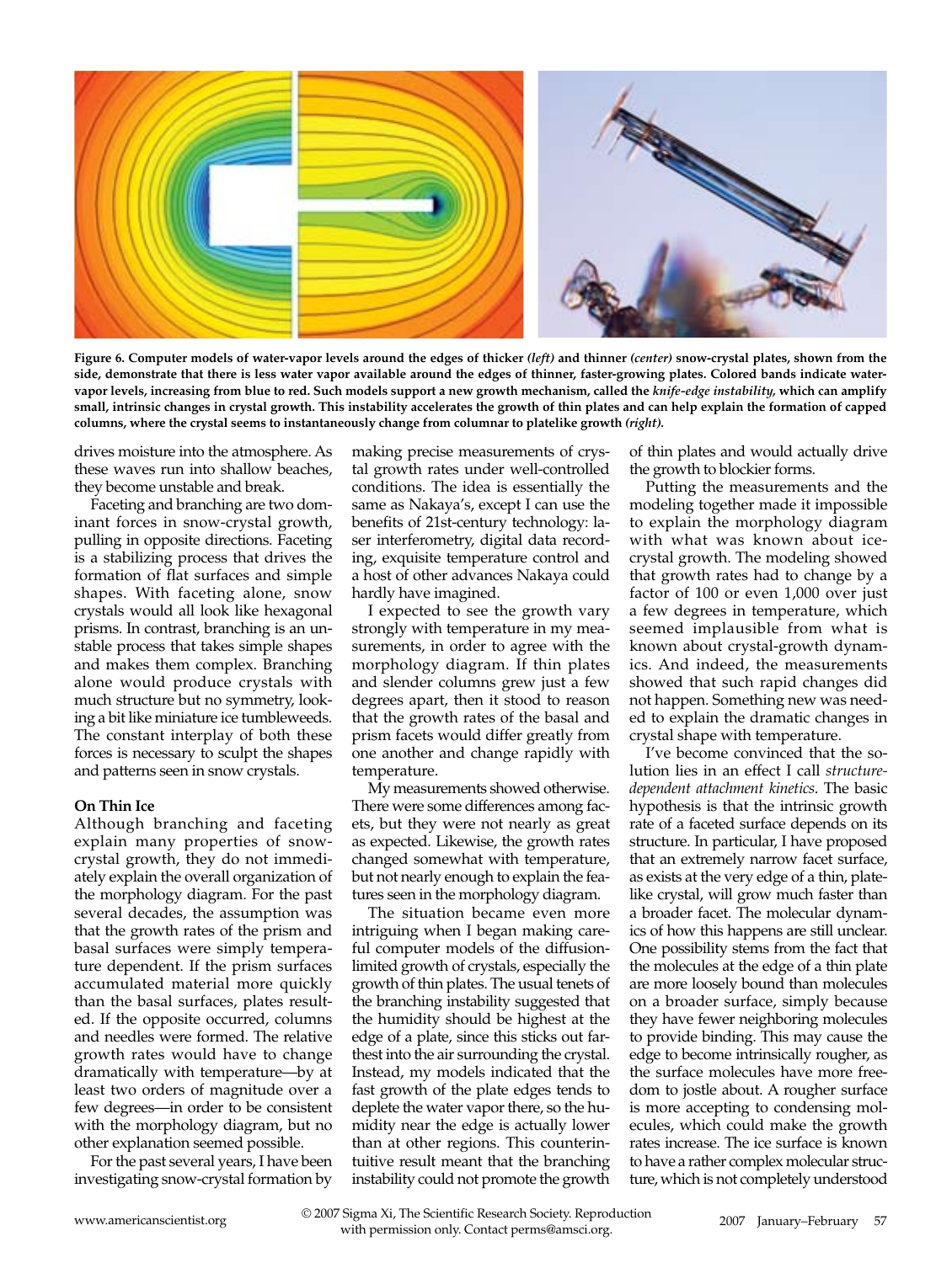Figure 6. Computer models of water-vapor levels around the edges of thicker *(left)* and thinner *(center)* snow-crystal plates, shown from the side, demonstrate that there is less water vapor available around the edges of thinner, faster-growing plates. Colored bands indicate water-vapor levels, increasing from blue to red. Such models support a new growth mechanism, called the *knife-edge instability,* which can amplify small, intrinsic changes in crystal growth. This instability accelerates the growth of thin plates and can help explain the formation of capped columns, where the crystal seems to instantaneously change from columnar to platelike growth *(right).*

drives moisture into the atmosphere. As these waves run into shallow beaches, they become unstable and break.

Faceting and branching are two dominant forces in snow-crystal growth, pulling in opposite directions. Faceting is a stabilizing process that drives the formation of flat surfaces and simple shapes. With faceting alone, snow crystals would all look like hexagonal prisms. In contrast, branching is an unstable process that takes simple shapes and makes them complex. Branching alone would produce crystals with much structure but no symmetry, looking a bit like miniature ice tumbleweeds. The constant interplay of both these forces is necessary to sculpt the shapes and patterns seen in snow crystals.

## On Thin Ice

Although branching and faceting explain many properties of snow-crystal growth, they do not immediately explain the overall organization of the morphology diagram. For the past several decades, the assumption was that the growth rates of the prism and basal surfaces were simply temperature dependent. If the prism surfaces accumulated material more quickly than the basal surfaces, plates resulted. If the opposite occurred, columns and needles were formed. The relative growth rates would have to change dramatically with temperature—by at least two orders of magnitude over a few degrees—in order to be consistent with the morphology diagram, but no other explanation seemed possible.

For the past several years, I have been investigating snow-crystal formation by making precise measurements of crystal growth rates under well-controlled conditions. The idea is essentially the same as Nakaya's, except I can use the benefits of 21st-century technology: laser interferometry, digital data recording, exquisite temperature control and a host of other advances Nakaya could hardly have imagined.

I expected to see the growth vary strongly with temperature in my measurements, in order to agree with the morphology diagram. If thin plates and slender columns grew just a few degrees apart, then it stood to reason that the growth rates of the basal and prism facets would differ greatly from one another and change rapidly with temperature.

My measurements showed otherwise. There were some differences among facets, but they were not nearly as great as expected. Likewise, the growth rates changed somewhat with temperature, but not nearly enough to explain the features seen in the morphology diagram.

The situation became even more intriguing when I began making careful computer models of the diffusion-limited growth of crystals, especially the growth of thin plates. The usual tenets of the branching instability suggested that the humidity should be highest at the edge of a plate, since this sticks out farthest into the air surrounding the crystal. Instead, my models indicated that the fast growth of the plate edges tends to deplete the water vapor there, so the humidity near the edge is actually lower than at other regions. This counterintuitive result meant that the branching instability could not promote the growth of thin plates and would actually drive the growth to blockier forms.

Putting the measurements and the modeling together made it impossible to explain the morphology diagram with what was known about ice-crystal growth. The modeling showed that growth rates had to change by a factor of 100 or even 1,000 over just a few degrees in temperature, which seemed implausible from what is known about crystal-growth dynamics. And indeed, the measurements showed that such rapid changes did not happen. Something new was needed to explain the dramatic changes in crystal shape with temperature.

I've become convinced that the solution lies in an effect I call *structure-dependent attachment kinetics*. The basic hypothesis is that the intrinsic growth rate of a faceted surface depends on its structure. In particular, I have proposed that an extremely narrow facet surface, as exists at the very edge of a thin, platelike crystal, will grow much faster than a broader facet. The molecular dynamics of how this happens are still unclear. One possibility stems from the fact that the molecules at the edge of a thin plate are more loosely bound than molecules on a broader surface, simply because they have fewer neighboring molecules to provide binding. This may cause the edge to become intrinsically rougher, as the surface molecules have more freedom to jostle about. A rougher surface is more accepting to condensing molecules, which could make the growth rates increase. The ice surface is known to have a rather complex molecular structure, which is not completely understood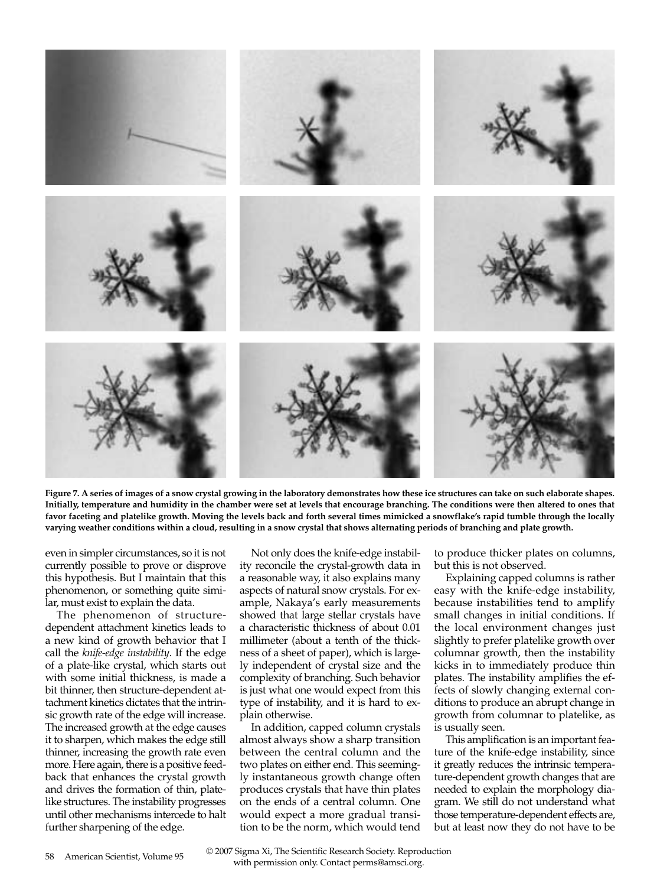**Figure 7. A series of images of a snow crystal growing in the laboratory demonstrates how these ice structures can take on such elaborate shapes. Initially, temperature and humidity in the chamber were set at levels that encourage branching. The conditions were then altered to ones that favor faceting and platelike growth. Moving the levels back and forth several times mimicked a snowflake's rapid tumble through the locally varying weather conditions within a cloud, resulting in a snow crystal that shows alternating periods of branching and plate growth.**

even in simpler circumstances, so it is not currently possible to prove or disprove this hypothesis. But I maintain that this phenomenon, or something quite similar, must exist to explain the data.

The phenomenon of structure-dependent attachment kinetics leads to a new kind of growth behavior that I call the *knife-edge instability*. If the edge of a plate-like crystal, which starts out with some initial thickness, is made a bit thinner, then structure-dependent attachment kinetics dictates that the intrinsic growth rate of the edge will increase. The increased growth at the edge causes it to sharpen, which makes the edge still thinner, increasing the growth rate even more. Here again, there is a positive feedback that enhances the crystal growth and drives the formation of thin, platelike structures. The instability progresses until other mechanisms intercede to halt further sharpening of the edge.

Not only does the knife-edge instability reconcile the crystal-growth data in a reasonable way, it also explains many aspects of natural snow crystals. For example, Nakaya's early measurements showed that large stellar crystals have a characteristic thickness of about 0.01 millimeter (about a tenth of the thickness of a sheet of paper), which is largely independent of crystal size and the complexity of branching. Such behavior is just what one would expect from this type of instability, and it is hard to explain otherwise.

In addition, capped column crystals almost always show a sharp transition between the central column and the two plates on either end. This seemingly instantaneous growth change often produces crystals that have thin plates on the ends of a central column. One would expect a more gradual transition to be the norm, which would tend to produce thicker plates on columns, but this is not observed.

Explaining capped columns is rather easy with the knife-edge instability, because instabilities tend to amplify small changes in initial conditions. If the local environment changes just slightly to prefer platelike growth over columnar growth, then the instability kicks in to immediately produce thin plates. The instability amplifies the effects of slowly changing external conditions to produce an abrupt change in growth from columnar to platelike, as is usually seen.

This amplification is an important feature of the knife-edge instability, since it greatly reduces the intrinsic temperature-dependent growth changes that are needed to explain the morphology diagram. We still do not understand what those temperature-dependent effects are, but at least now they do not have to be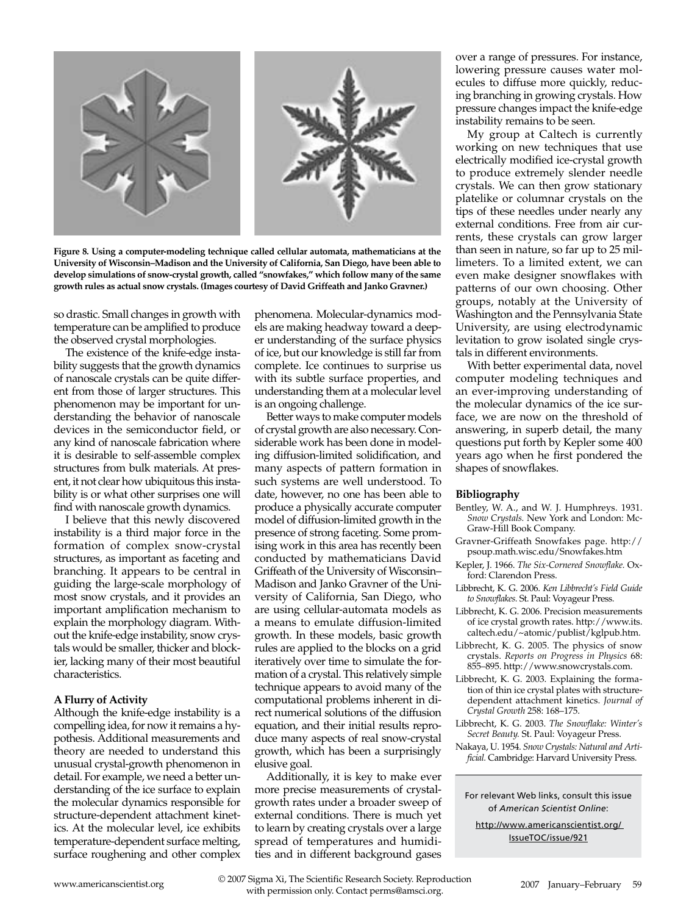**Figure 8. Using a computer-modeling technique called cellular automata, mathematicians at the University of Wisconsin–Madison and the University of California, San Diego, have been able to develop simulations of snow-crystal growth, called "snowfakes," which follow many of the same growth rules as actual snow crystals. (Images courtesy of David Griffeath and Janko Gravner.)**

so drastic. Small changes in growth with temperature can be amplified to produce the observed crystal morphologies.

The existence of the knife-edge instability suggests that the growth dynamics of nanoscale crystals can be quite different from those of larger structures. This phenomenon may be important for understanding the behavior of nanoscale devices in the semiconductor field, or any kind of nanoscale fabrication where it is desirable to self-assemble complex structures from bulk materials. At present, it not clear how ubiquitous this instability is or what other surprises one will find with nanoscale growth dynamics.

I believe that this newly discovered instability is a third major force in the formation of complex snow-crystal structures, as important as faceting and branching. It appears to be central in guiding the large-scale morphology of most snow crystals, and it provides an important amplification mechanism to explain the morphology diagram. Without the knife-edge instability, snow crystals would be smaller, thicker and blockier, lacking many of their most beautiful characteristics.

### A Flurry of Activity

Although the knife-edge instability is a compelling idea, for now it remains a hypothesis. Additional measurements and theory are needed to understand this unusual crystal-growth phenomenon in detail. For example, we need a better understanding of the ice surface to explain the molecular dynamics responsible for structure-dependent attachment kinetics. At the molecular level, ice exhibits temperature-dependent surface melting, surface roughening and other complex phenomena. Molecular-dynamics models are making headway toward a deeper understanding of the surface physics of ice, but our knowledge is still far from complete. Ice continues to surprise us with its subtle surface properties, and understanding them at a molecular level is an ongoing challenge.

Better ways to make computer models of crystal growth are also necessary. Considerable work has been done in modeling diffusion-limited solidification, and many aspects of pattern formation in such systems are well understood. To date, however, no one has been able to produce a physically accurate computer model of diffusion-limited growth in the presence of strong faceting. Some promising work in this area has recently been conducted by mathematicians David Griffeath of the University of Wisconsin–Madison and Janko Gravner of the University of California, San Diego, who are using cellular-automata models as a means to emulate diffusion-limited growth. In these models, basic growth rules are applied to the blocks on a grid iteratively over time to simulate the formation of a crystal. This relatively simple technique appears to avoid many of the computational problems inherent in direct numerical solutions of the diffusion equation, and their initial results reproduce many aspects of real snow-crystal growth, which has been a surprisingly elusive goal.

Additionally, it is key to make ever more precise measurements of crystal-growth rates under a broader sweep of external conditions. There is much yet to learn by creating crystals over a large spread of temperatures and humidities and in different background gases over a range of pressures. For instance, lowering pressure causes water molecules to diffuse more quickly, reducing branching in growing crystals. How pressure changes impact the knife-edge instability remains to be seen.

My group at Caltech is currently working on new techniques that use electrically modified ice-crystal growth to produce extremely slender needle crystals. We can then grow stationary platelike or columnar crystals on the tips of these needles under nearly any external conditions. Free from air currents, these crystals can grow larger than seen in nature, so far up to 25 millimeters. To a limited extent, we can even make designer snowflakes with patterns of our own choosing. Other groups, notably at the University of Washington and the Pennsylvania State University, are using electrodynamic levitation to grow isolated single crystals in different environments.

With better experimental data, novel computer modeling techniques and an ever-improving understanding of the molecular dynamics of the ice surface, we are now on the threshold of answering, in superb detail, the many questions put forth by Kepler some 400 years ago when he first pondered the shapes of snowflakes.

### Bibliography

- Bentley, W. A., and W. J. Humphreys. 1931. *Snow Crystals.* New York and London: McGraw-Hill Book Company.
- Gravner-Griffeath Snowfakes page. http://psoup.math.wisc.edu/Snowfakes.htm
- Kepler, J. 1966. *The Six-Cornered Snowflake.* Oxford: Clarendon Press.
- Libbrecht, K. G. 2006. *Ken Libbrecht's Field Guide to Snowflakes.* St. Paul: Voyageur Press.
- Libbrecht, K. G. 2006. Precision measurements of ice crystal growth rates. http://www.its.caltech.edu/~atomic/publist/kglpub.htm.
- Libbrecht, K. G. 2005. The physics of snow crystals. *Reports on Progress in Physics* 68: 855–895. http://www.snowcrystals.com.
- Libbrecht, K. G. 2003. Explaining the formation of thin ice crystal plates with structure-dependent attachment kinetics. *Journal of Crystal Growth* 258: 168–175.
- Libbrecht, K. G. 2003. *The Snowflake: Winter's Secret Beauty.* St. Paul: Voyageur Press.
- Nakaya, U. 1954. *Snow Crystals: Natural and Artificial.* Cambridge: Harvard University Press.

For relevant Web links, consult this issue of *American Scientist Online*:

http://www.americanscientist.org/IssueTOC/issue/921